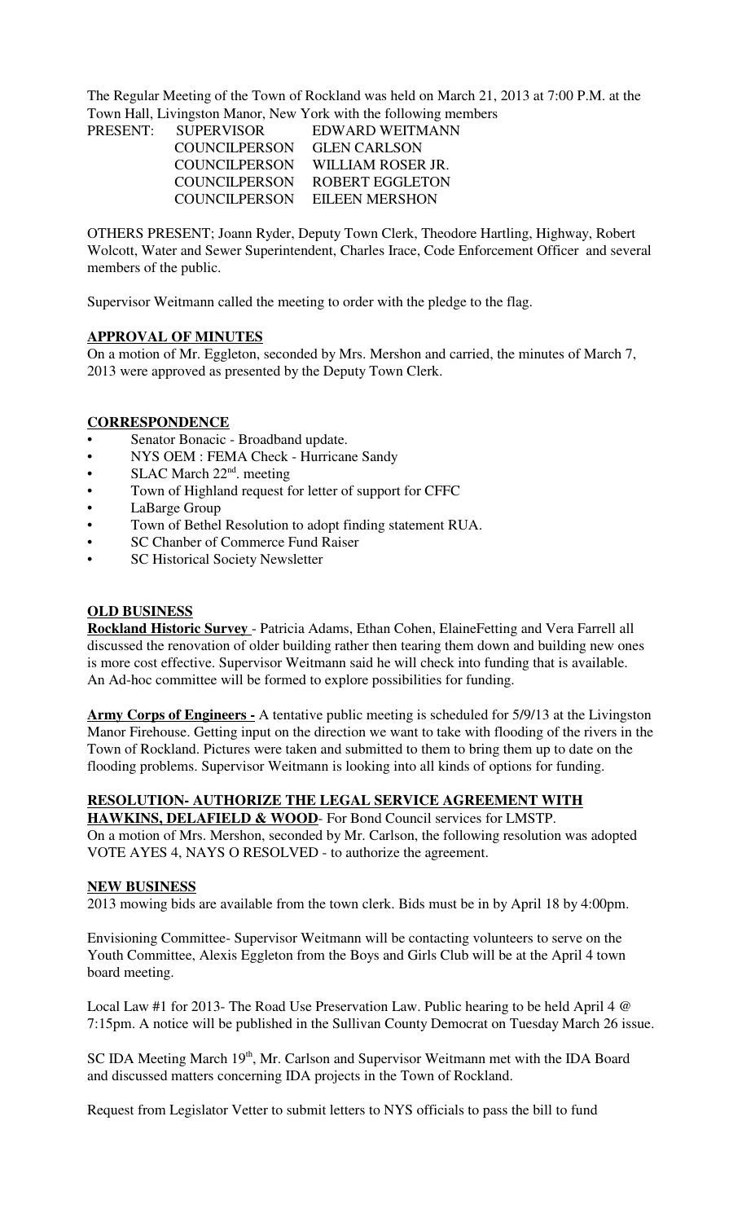The Regular Meeting of the Town of Rockland was held on March 21, 2013 at 7:00 P.M. at the Town Hall, Livingston Manor, New York with the following members

| PRESENT: | SUPERVISOR | EDWARD WEITMANN |
|---|---|---|
| | COUNCILPERSON | GLEN CARLSON |
| | COUNCILPERSON | WILLIAM ROSER JR. |
| | COUNCILPERSON | ROBERT EGGLETON |
| | COUNCILPERSON | EILEEN MERSHON |

OTHERS PRESENT; Joann Ryder, Deputy Town Clerk, Theodore Hartling, Highway, Robert Wolcott, Water and Sewer Superintendent, Charles Irace, Code Enforcement Officer and several members of the public.

Supervisor Weitmann called the meeting to order with the pledge to the flag.

**APPROVAL OF MINUTES**

On a motion of Mr. Eggleton, seconded by Mrs. Mershon and carried, the minutes of March 7, 2013 were approved as presented by the Deputy Town Clerk.

**CORRESPONDENCE**

- Senator Bonacic - Broadband update.
- NYS OEM : FEMA Check - Hurricane Sandy
- SLAC March 22nd. meeting
- Town of Highland request for letter of support for CFFC
- LaBarge Group
- Town of Bethel Resolution to adopt finding statement RUA.
- SC Chanber of Commerce Fund Raiser
- SC Historical Society Newsletter

**OLD BUSINESS**

**Rockland Historic Survey** - Patricia Adams, Ethan Cohen, ElaineFetting and Vera Farrell all discussed the renovation of older building rather then tearing them down and building new ones is more cost effective. Supervisor Weitmann said he will check into funding that is available. An Ad-hoc committee will be formed to explore possibilities for funding.

**Army Corps of Engineers -** A tentative public meeting is scheduled for 5/9/13 at the Livingston Manor Firehouse. Getting input on the direction we want to take with flooding of the rivers in the Town of Rockland. Pictures were taken and submitted to them to bring them up to date on the flooding problems. Supervisor Weitmann is looking into all kinds of options for funding.

**RESOLUTION- AUTHORIZE THE LEGAL SERVICE AGREEMENT WITH HAWKINS, DELAFIELD & WOOD**- For Bond Council services for LMSTP.

On a motion of Mrs. Mershon, seconded by Mr. Carlson, the following resolution was adopted VOTE AYES 4, NAYS O RESOLVED - to authorize the agreement.

**NEW BUSINESS**

2013 mowing bids are available from the town clerk. Bids must be in by April 18 by 4:00pm.

Envisioning Committee- Supervisor Weitmann will be contacting volunteers to serve on the Youth Committee, Alexis Eggleton from the Boys and Girls Club will be at the April 4 town board meeting.

Local Law #1 for 2013- The Road Use Preservation Law. Public hearing to be held April 4 @ 7:15pm. A notice will be published in the Sullivan County Democrat on Tuesday March 26 issue.

SC IDA Meeting March 19th, Mr. Carlson and Supervisor Weitmann met with the IDA Board and discussed matters concerning IDA projects in the Town of Rockland.

Request from Legislator Vetter to submit letters to NYS officials to pass the bill to fund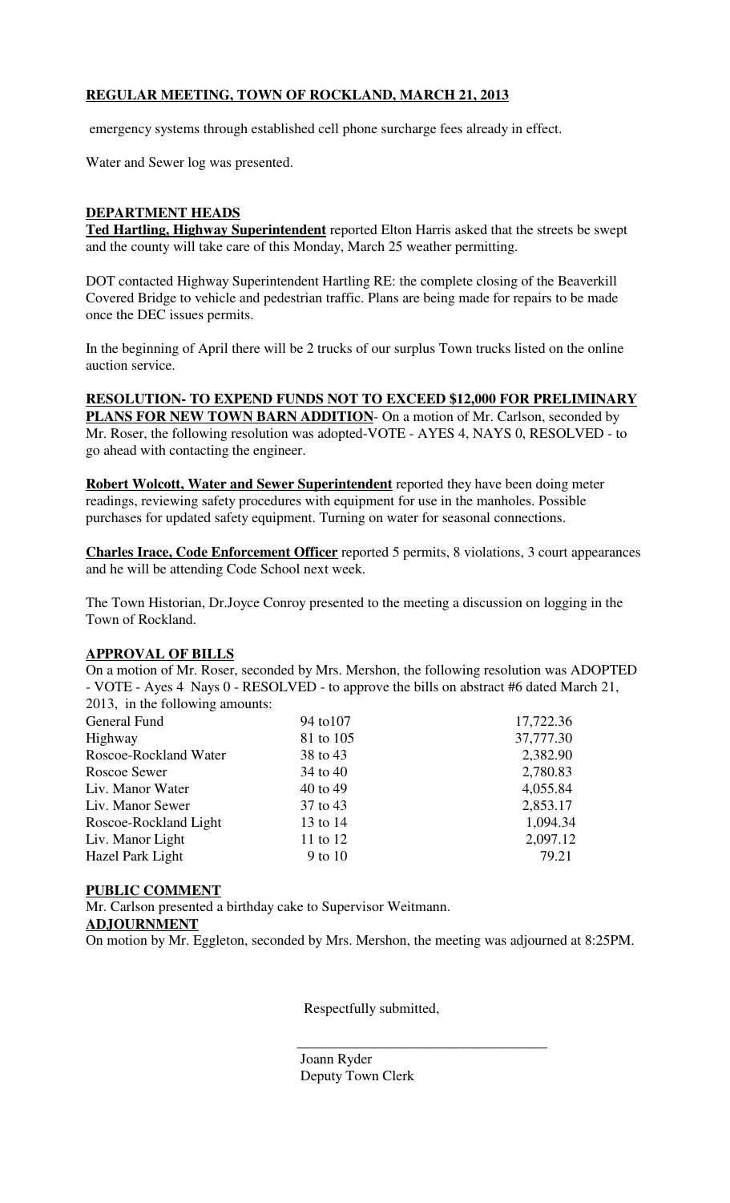**REGULAR MEETING, TOWN OF ROCKLAND, MARCH 21, 2013**

emergency systems through established cell phone surcharge fees already in effect.

Water and Sewer log was presented.

## DEPARTMENT HEADS

**Ted Hartling, Highway Superintendent** reported Elton Harris asked that the streets be swept and the county will take care of this Monday, March 25 weather permitting.

DOT contacted Highway Superintendent Hartling RE: the complete closing of the Beaverkill Covered Bridge to vehicle and pedestrian traffic. Plans are being made for repairs to be made once the DEC issues permits.

In the beginning of April there will be 2 trucks of our surplus Town trucks listed on the online auction service.

**RESOLUTION- TO EXPEND FUNDS NOT TO EXCEED $12,000 FOR PRELIMINARY PLANS FOR NEW TOWN BARN ADDITION**- On a motion of Mr. Carlson, seconded by Mr. Roser, the following resolution was adopted-VOTE - AYES 4, NAYS 0, RESOLVED - to go ahead with contacting the engineer.

**Robert Wolcott, Water and Sewer Superintendent** reported they have been doing meter readings, reviewing safety procedures with equipment for use in the manholes. Possible purchases for updated safety equipment. Turning on water for seasonal connections.

**Charles Irace, Code Enforcement Officer** reported 5 permits, 8 violations, 3 court appearances and he will be attending Code School next week.

The Town Historian, Dr.Joyce Conroy presented to the meeting a discussion on logging in the Town of Rockland.

## APPROVAL OF BILLS

On a motion of Mr. Roser, seconded by Mrs. Mershon, the following resolution was ADOPTED - VOTE - Ayes 4 Nays 0 - RESOLVED - to approve the bills on abstract #6 dated March 21, 2013, in the following amounts:

| | | |
|---|---|---|
| General Fund | 94 to107 | 17,722.36 |
| Highway | 81 to 105 | 37,777.30 |
| Roscoe-Rockland Water | 38 to 43 | 2,382.90 |
| Roscoe Sewer | 34 to 40 | 2,780.83 |
| Liv. Manor Water | 40 to 49 | 4,055.84 |
| Liv. Manor Sewer | 37 to 43 | 2,853.17 |
| Roscoe-Rockland Light | 13 to 14 | 1,094.34 |
| Liv. Manor Light | 11 to 12 | 2,097.12 |
| Hazel Park Light | 9 to 10 | 79.21 |

## PUBLIC COMMENT

Mr. Carlson presented a birthday cake to Supervisor Weitmann.

## ADJOURNMENT

On motion by Mr. Eggleton, seconded by Mrs. Mershon, the meeting was adjourned at 8:25PM.

Respectfully submitted,

\_\_\_\_\_\_\_\_\_\_\_\_\_\_\_\_\_\_\_\_\_\_\_\_\_\_\_\_\_\_\_\_\_\_\_

Joann Ryder
Deputy Town Clerk